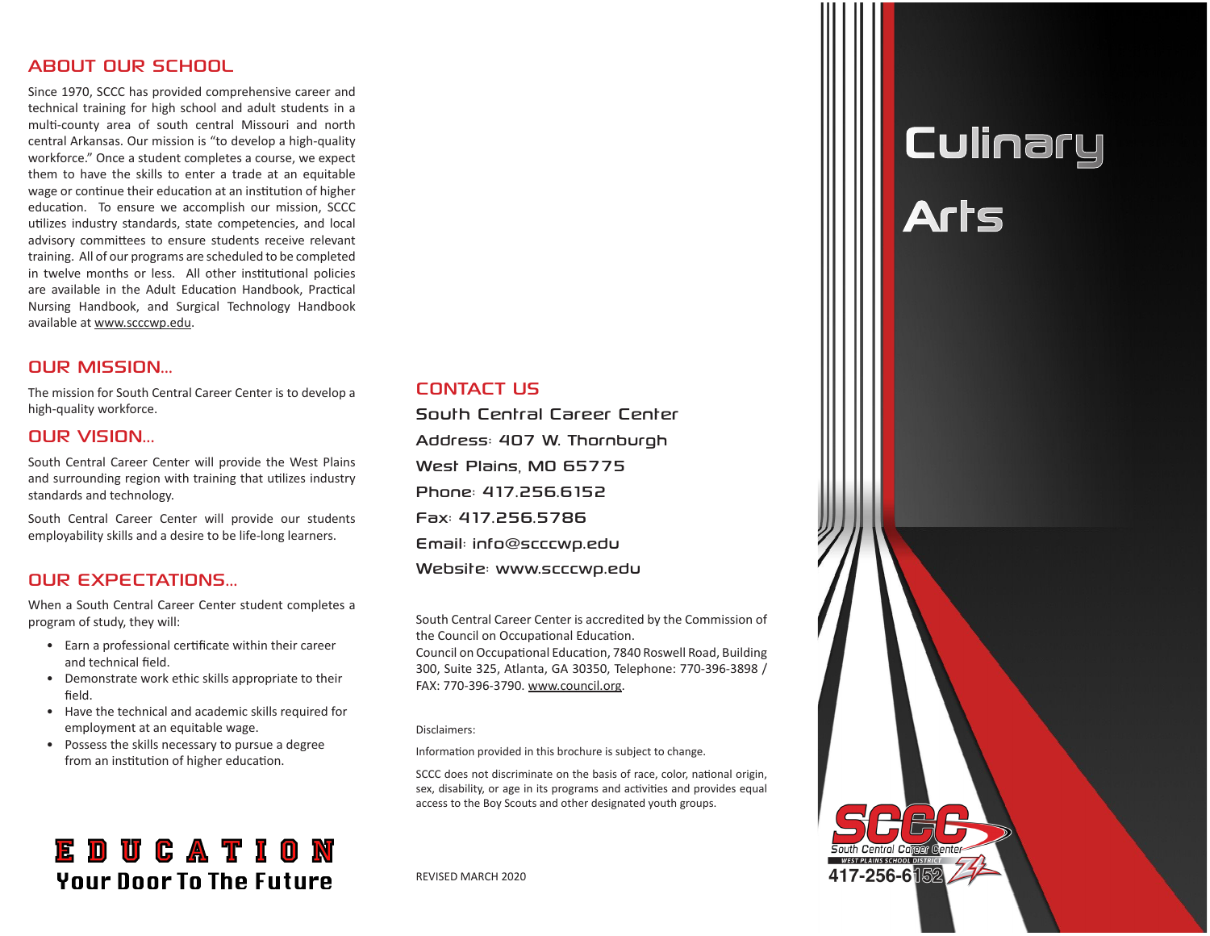## ABOUT OUR SCHOOL

Since 1970, SCCC has provided comprehensive career and technical training for high school and adult students in a multi-county area of south central Missouri and north central Arkansas. Our mission is "to develop a high-quality workforce." Once a student completes a course, we expect them to have the skills to enter a trade at an equitable wage or continue their education at an institution of higher education. To ensure we accomplish our mission, SCCC utilizes industry standards, state competencies, and local advisory committees to ensure students receive relevant training. All of our programs are scheduled to be completed in twelve months or less. All other institutional policies are available in the Adult Education Handbook, Practical Nursing Handbook, and Surgical Technology Handbook available at www.scccwp.edu.

## OUR MISSION...

The mission for South Central Career Center is to develop a high-quality workforce.

## OUR VISION...

South Central Career Center will provide the West Plains and surrounding region with training that utilizes industry standards and technology.

South Central Career Center will provide our students employability skills and a desire to be life-long learners.

## OUR EXPECTATIONS...

When a South Central Career Center student completes a program of study, they will:

- Earn a professional certificate within their career and technical field.
- Demonstrate work ethic skills appropriate to their field.
- Have the technical and academic skills required for employment at an equitable wage.
- Possess the skills necessary to pursue a degree from an institution of higher education.

**EDUCATION**
**Your Door To The Future**

## CONTACT US

South Central Career Center
Address: 407 W. Thornburgh
West Plains, MO 65775
Phone: 417.256.6152
Fax: 417.256.5786
Email: info@scccwp.edu
Website: www.scccwp.edu

South Central Career Center is accredited by the Commission of the Council on Occupational Education.
Council on Occupational Education, 7840 Roswell Road, Building 300, Suite 325, Atlanta, GA 30350, Telephone: 770-396-3898 / FAX: 770-396-3790. www.council.org.

Disclaimers:

Information provided in this brochure is subject to change.

SCCC does not discriminate on the basis of race, color, national origin, sex, disability, or age in its programs and activities and provides equal access to the Boy Scouts and other designated youth groups.

REVISED MARCH 2020

# Culinary Arts

SCCC South Central Career Center
WEST PLAINS SCHOOL DISTRICT
417-256-6152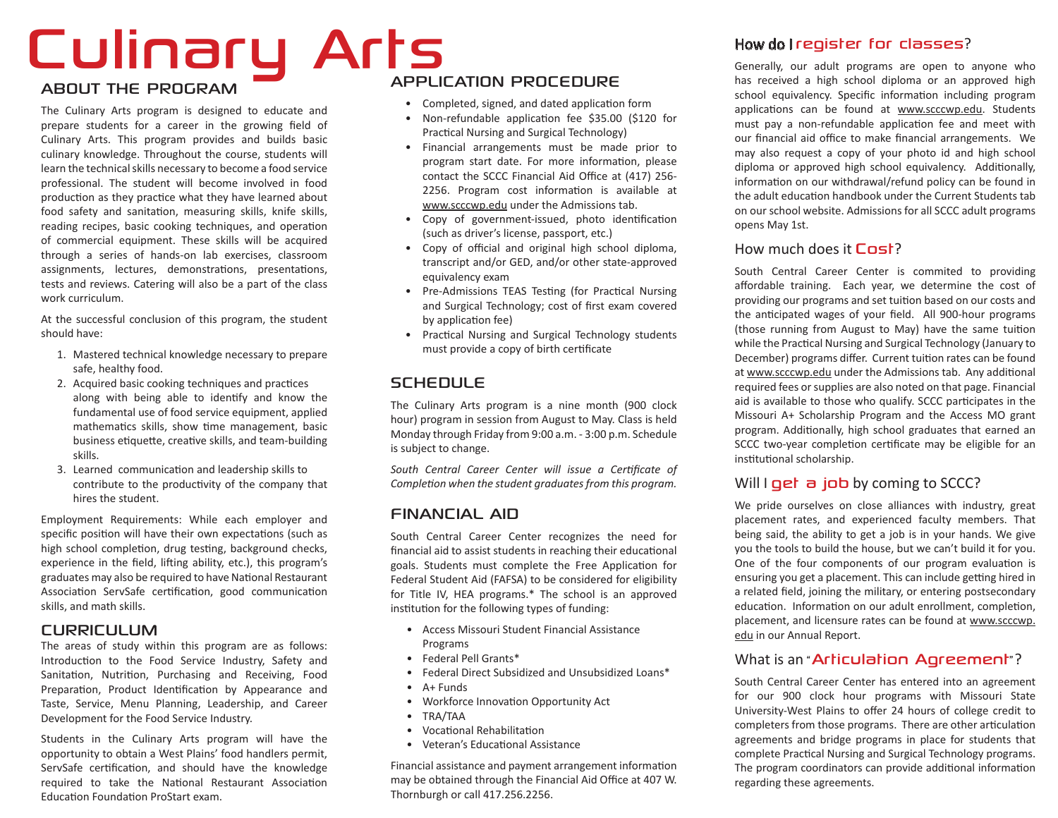# Culinary Arts

## ABOUT THE PROGRAM

The Culinary Arts program is designed to educate and prepare students for a career in the growing field of Culinary Arts. This program provides and builds basic culinary knowledge. Throughout the course, students will learn the technical skills necessary to become a food service professional. The student will become involved in food production as they practice what they have learned about food safety and sanitation, measuring skills, knife skills, reading recipes, basic cooking techniques, and operation of commercial equipment. These skills will be acquired through a series of hands-on lab exercises, classroom assignments, lectures, demonstrations, presentations, tests and reviews. Catering will also be a part of the class work curriculum.

At the successful conclusion of this program, the student should have:

1. Mastered technical knowledge necessary to prepare safe, healthy food.
2. Acquired basic cooking techniques and practices along with being able to identify and know the fundamental use of food service equipment, applied mathematics skills, show time management, basic business etiquette, creative skills, and team-building skills.
3. Learned communication and leadership skills to contribute to the productivity of the company that hires the student.

Employment Requirements: While each employer and specific position will have their own expectations (such as high school completion, drug testing, background checks, experience in the field, lifting ability, etc.), this program's graduates may also be required to have National Restaurant Association ServSafe certification, good communication skills, and math skills.

## CURRICULUM

The areas of study within this program are as follows: Introduction to the Food Service Industry, Safety and Sanitation, Nutrition, Purchasing and Receiving, Food Preparation, Product Identification by Appearance and Taste, Service, Menu Planning, Leadership, and Career Development for the Food Service Industry.

Students in the Culinary Arts program will have the opportunity to obtain a West Plains' food handlers permit, ServSafe certification, and should have the knowledge required to take the National Restaurant Association Education Foundation ProStart exam.

## APPLICATION PROCEDURE

- Completed, signed, and dated application form
- Non-refundable application fee $35.00 ($120 for Practical Nursing and Surgical Technology)
- Financial arrangements must be made prior to program start date. For more information, please contact the SCCC Financial Aid Office at (417) 256-2256. Program cost information is available at www.scccwp.edu under the Admissions tab.
- Copy of government-issued, photo identification (such as driver's license, passport, etc.)
- Copy of official and original high school diploma, transcript and/or GED, and/or other state-approved equivalency exam
- Pre-Admissions TEAS Testing (for Practical Nursing and Surgical Technology; cost of first exam covered by application fee)
- Practical Nursing and Surgical Technology students must provide a copy of birth certificate

## SCHEDULE

The Culinary Arts program is a nine month (900 clock hour) program in session from August to May. Class is held Monday through Friday from 9:00 a.m. - 3:00 p.m. Schedule is subject to change.

*South Central Career Center will issue a Certificate of Completion when the student graduates from this program.*

## FINANCIAL AID

South Central Career Center recognizes the need for financial aid to assist students in reaching their educational goals. Students must complete the Free Application for Federal Student Aid (FAFSA) to be considered for eligibility for Title IV, HEA programs.* The school is an approved institution for the following types of funding:

- Access Missouri Student Financial Assistance Programs
- Federal Pell Grants*
- Federal Direct Subsidized and Unsubsidized Loans*
- A+ Funds
- Workforce Innovation Opportunity Act
- TRA/TAA
- Vocational Rehabilitation
- Veteran's Educational Assistance

Financial assistance and payment arrangement information may be obtained through the Financial Aid Office at 407 W. Thornburgh or call 417.256.2256.

## How do I register for classes?

Generally, our adult programs are open to anyone who has received a high school diploma or an approved high school equivalency. Specific information including program applications can be found at www.scccwp.edu. Students must pay a non-refundable application fee and meet with our financial aid office to make financial arrangements. We may also request a copy of your photo id and high school diploma or approved high school equivalency. Additionally, information on our withdrawal/refund policy can be found in the adult education handbook under the Current Students tab on our school website. Admissions for all SCCC adult programs opens May 1st.

## How much does it Cost?

South Central Career Center is commited to providing affordable training. Each year, we determine the cost of providing our programs and set tuition based on our costs and the anticipated wages of your field. All 900-hour programs (those running from August to May) have the same tuition while the Practical Nursing and Surgical Technology (January to December) programs differ. Current tuition rates can be found at www.scccwp.edu under the Admissions tab. Any additional required fees or supplies are also noted on that page. Financial aid is available to those who qualify. SCCC participates in the Missouri A+ Scholarship Program and the Access MO grant program. Additionally, high school graduates that earned an SCCC two-year completion certificate may be eligible for an institutional scholarship.

## Will I get a job by coming to SCCC?

We pride ourselves on close alliances with industry, great placement rates, and experienced faculty members. That being said, the ability to get a job is in your hands. We give you the tools to build the house, but we can't build it for you. One of the four components of our program evaluation is ensuring you get a placement. This can include getting hired in a related field, joining the military, or entering postsecondary education. Information on our adult enrollment, completion, placement, and licensure rates can be found at www.scccwp.edu in our Annual Report.

## What is an "Articulation Agreement"?

South Central Career Center has entered into an agreement for our 900 clock hour programs with Missouri State University-West Plains to offer 24 hours of college credit to completers from those programs. There are other articulation agreements and bridge programs in place for students that complete Practical Nursing and Surgical Technology programs. The program coordinators can provide additional information regarding these agreements.